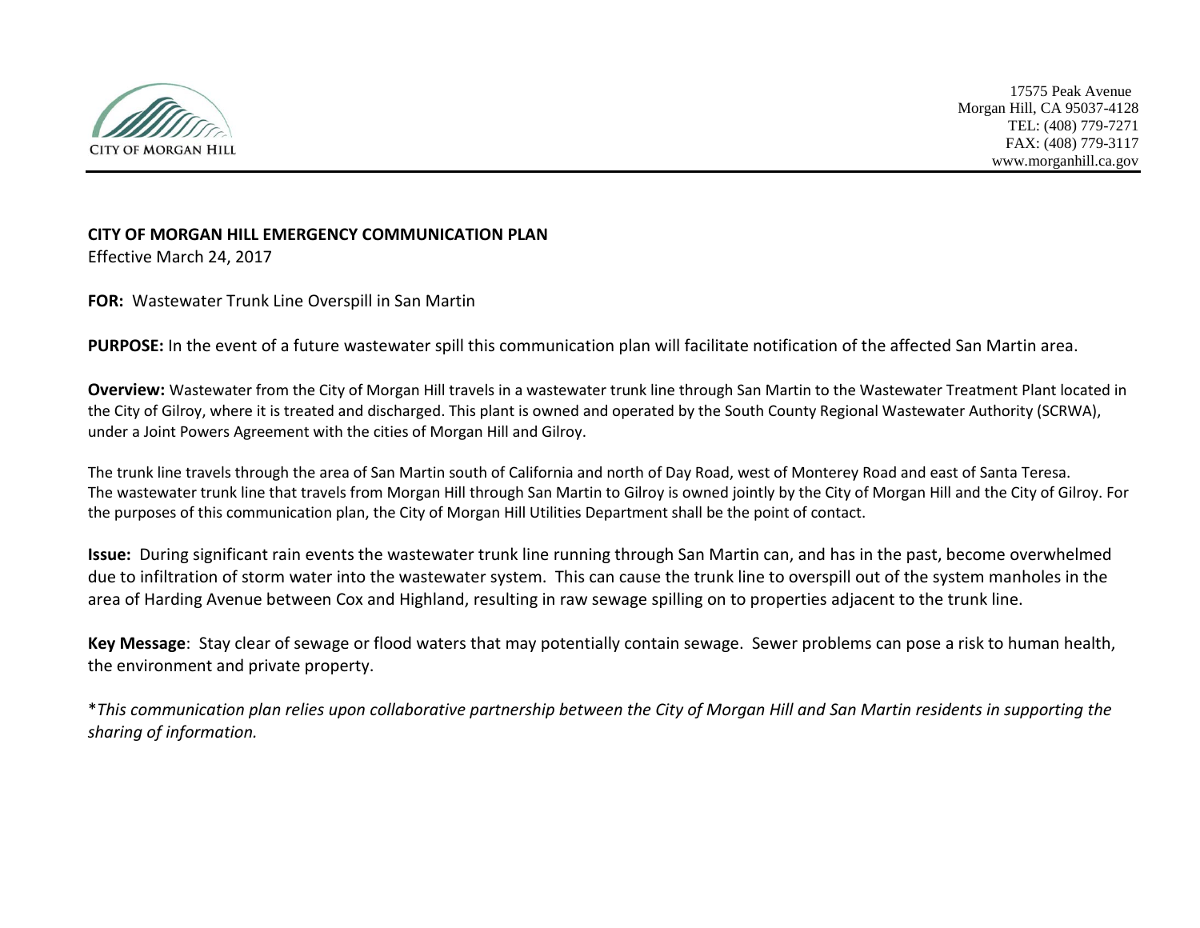CITY OF MORGAN HILL

17575 Peak Avenue
Morgan Hill, CA 95037-4128
TEL: (408) 779-7271
FAX: (408) 779-3117
www.morganhill.ca.gov

## CITY OF MORGAN HILL EMERGENCY COMMUNICATION PLAN

Effective March 24, 2017

**FOR:** Wastewater Trunk Line Overspill in San Martin

**PURPOSE:** In the event of a future wastewater spill this communication plan will facilitate notification of the affected San Martin area.

**Overview:** Wastewater from the City of Morgan Hill travels in a wastewater trunk line through San Martin to the Wastewater Treatment Plant located in the City of Gilroy, where it is treated and discharged. This plant is owned and operated by the South County Regional Wastewater Authority (SCRWA), under a Joint Powers Agreement with the cities of Morgan Hill and Gilroy.

The trunk line travels through the area of San Martin south of California and north of Day Road, west of Monterey Road and east of Santa Teresa. The wastewater trunk line that travels from Morgan Hill through San Martin to Gilroy is owned jointly by the City of Morgan Hill and the City of Gilroy. For the purposes of this communication plan, the City of Morgan Hill Utilities Department shall be the point of contact.

**Issue:** During significant rain events the wastewater trunk line running through San Martin can, and has in the past, become overwhelmed due to infiltration of storm water into the wastewater system. This can cause the trunk line to overspill out of the system manholes in the area of Harding Avenue between Cox and Highland, resulting in raw sewage spilling on to properties adjacent to the trunk line.

**Key Message**: Stay clear of sewage or flood waters that may potentially contain sewage. Sewer problems can pose a risk to human health, the environment and private property.

**This communication plan relies upon collaborative partnership between the City of Morgan Hill and San Martin residents in supporting the sharing of information.*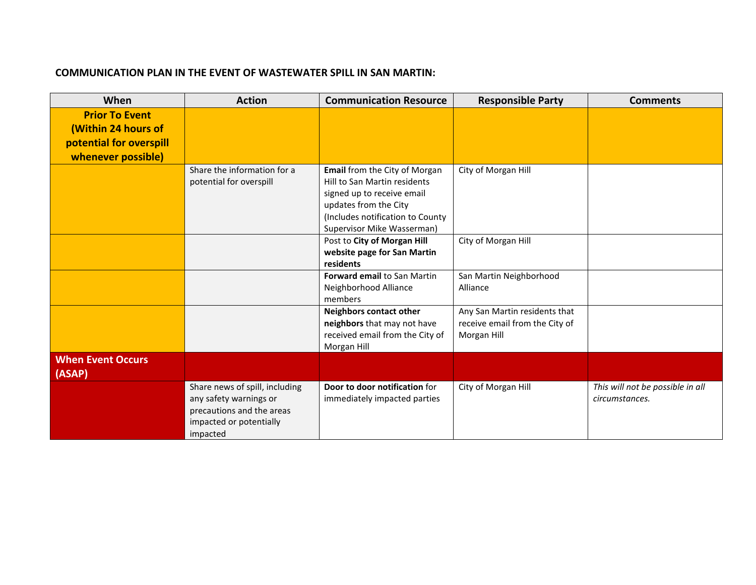**COMMUNICATION PLAN IN THE EVENT OF WASTEWATER SPILL IN SAN MARTIN:**

| When | Action | Communication Resource | Responsible Party | Comments |
|---|---|---|---|---|
| **Prior To Event (Within 24 hours of potential for overspill whenever possible)** | | | | |
| | Share the information for a potential for overspill | **Email** from the City of Morgan Hill to San Martin residents signed up to receive email updates from the City (Includes notification to County Supervisor Mike Wasserman) | City of Morgan Hill | |
| | | Post to **City of Morgan Hill website page for San Martin residents** | City of Morgan Hill | |
| | | **Forward email** to San Martin Neighborhood Alliance members | San Martin Neighborhood Alliance | |
| | | **Neighbors contact other neighbors** that may not have received email from the City of Morgan Hill | Any San Martin residents that receive email from the City of Morgan Hill | |
| **When Event Occurs (ASAP)** | | | | |
| | Share news of spill, including any safety warnings or precautions and the areas impacted or potentially impacted | **Door to door notification** for immediately impacted parties | City of Morgan Hill | *This will not be possible in all circumstances.* |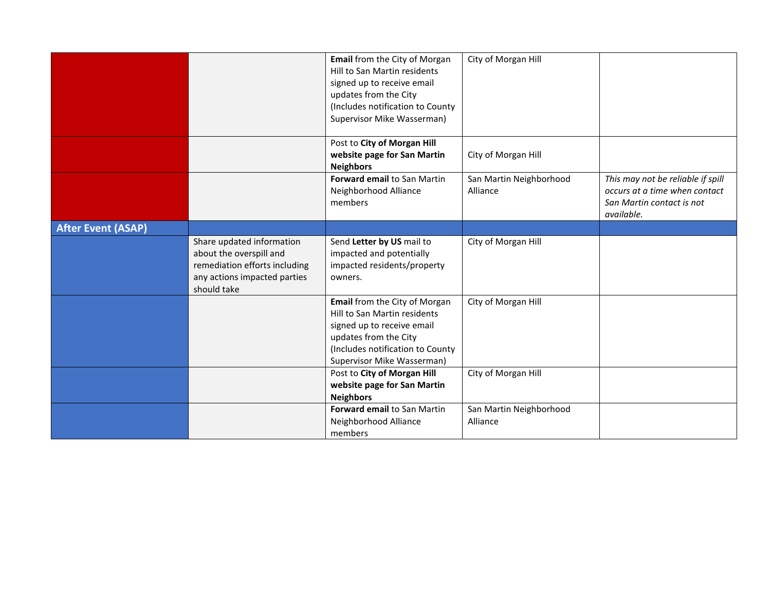| | | | | |
|---|---|---|---|---|
| | | **Email** from the City of Morgan Hill to San Martin residents signed up to receive email updates from the City (Includes notification to County Supervisor Mike Wasserman) | City of Morgan Hill | |
| | | Post to **City of Morgan Hill website page for San Martin Neighbors** | City of Morgan Hill | |
| | | **Forward email** to San Martin Neighborhood Alliance members | San Martin Neighborhood Alliance | *This may not be reliable if spill occurs at a time when contact San Martin contact is not available.* |
| **After Event (ASAP)** | | | | |
| | Share updated information about the overspill and remediation efforts including any actions impacted parties should take | Send **Letter by US** mail to impacted and potentially impacted residents/property owners. | City of Morgan Hill | |
| | | **Email** from the City of Morgan Hill to San Martin residents signed up to receive email updates from the City (Includes notification to County Supervisor Mike Wasserman) | City of Morgan Hill | |
| | | Post to **City of Morgan Hill website page for San Martin Neighbors** | City of Morgan Hill | |
| | | **Forward email** to San Martin Neighborhood Alliance members | San Martin Neighborhood Alliance | |